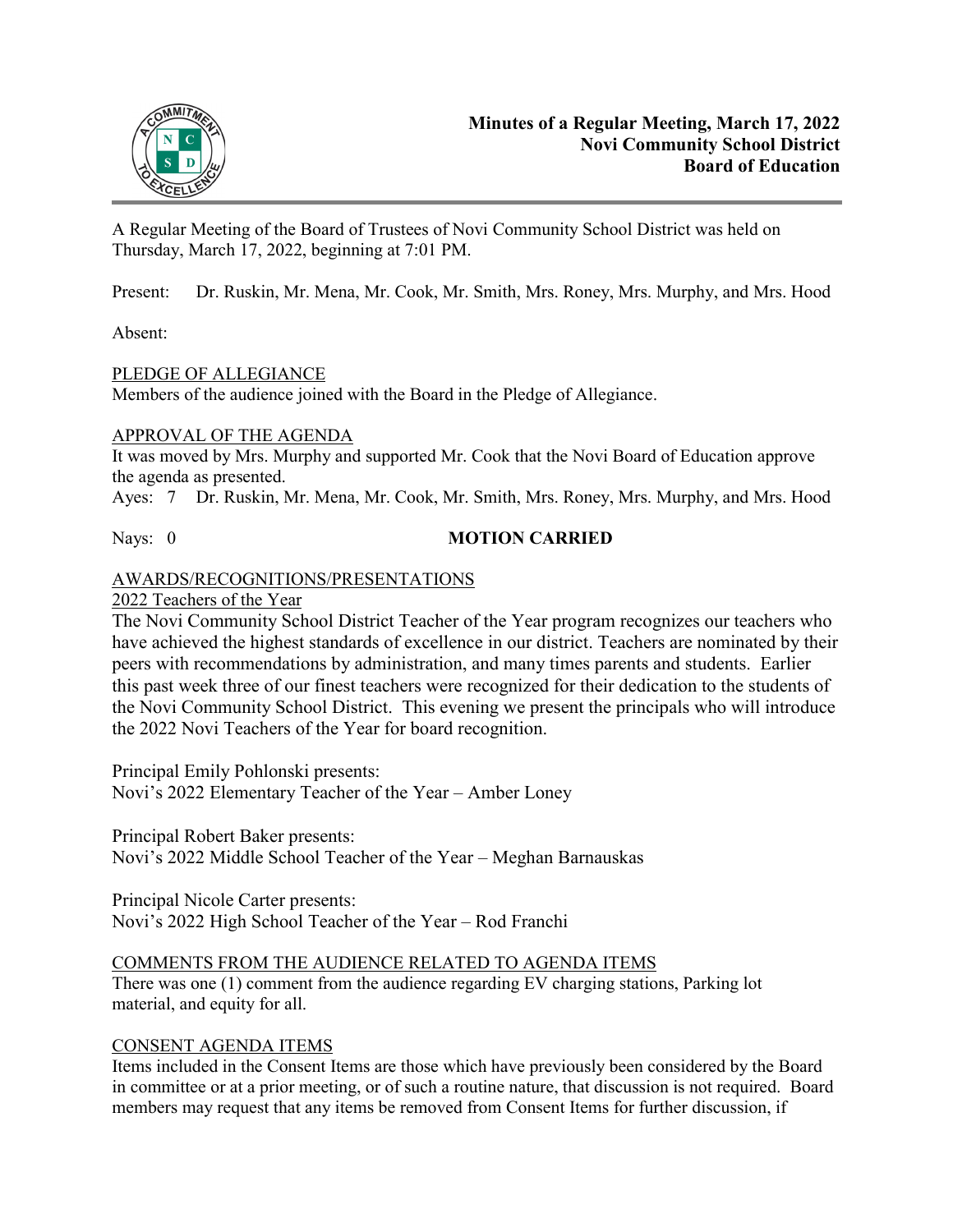# Minutes of a Regular Meeting, March 17, 2022
# Novi Community School District
# Board of Education

A Regular Meeting of the Board of Trustees of Novi Community School District was held on Thursday, March 17, 2022, beginning at 7:01 PM.

Present: Dr. Ruskin, Mr. Mena, Mr. Cook, Mr. Smith, Mrs. Roney, Mrs. Murphy, and Mrs. Hood

Absent:

## PLEDGE OF ALLEGIANCE

Members of the audience joined with the Board in the Pledge of Allegiance.

## APPROVAL OF THE AGENDA

It was moved by Mrs. Murphy and supported Mr. Cook that the Novi Board of Education approve the agenda as presented.

Ayes: 7 Dr. Ruskin, Mr. Mena, Mr. Cook, Mr. Smith, Mrs. Roney, Mrs. Murphy, and Mrs. Hood

Nays: 0 **MOTION CARRIED**

## AWARDS/RECOGNITIONS/PRESENTATIONS

### 2022 Teachers of the Year

The Novi Community School District Teacher of the Year program recognizes our teachers who have achieved the highest standards of excellence in our district. Teachers are nominated by their peers with recommendations by administration, and many times parents and students. Earlier this past week three of our finest teachers were recognized for their dedication to the students of the Novi Community School District. This evening we present the principals who will introduce the 2022 Novi Teachers of the Year for board recognition.

Principal Emily Pohlonski presents:
Novi's 2022 Elementary Teacher of the Year – Amber Loney

Principal Robert Baker presents:
Novi's 2022 Middle School Teacher of the Year – Meghan Barnauskas

Principal Nicole Carter presents:
Novi's 2022 High School Teacher of the Year – Rod Franchi

## COMMENTS FROM THE AUDIENCE RELATED TO AGENDA ITEMS

There was one (1) comment from the audience regarding EV charging stations, Parking lot material, and equity for all.

## CONSENT AGENDA ITEMS

Items included in the Consent Items are those which have previously been considered by the Board in committee or at a prior meeting, or of such a routine nature, that discussion is not required. Board members may request that any items be removed from Consent Items for further discussion, if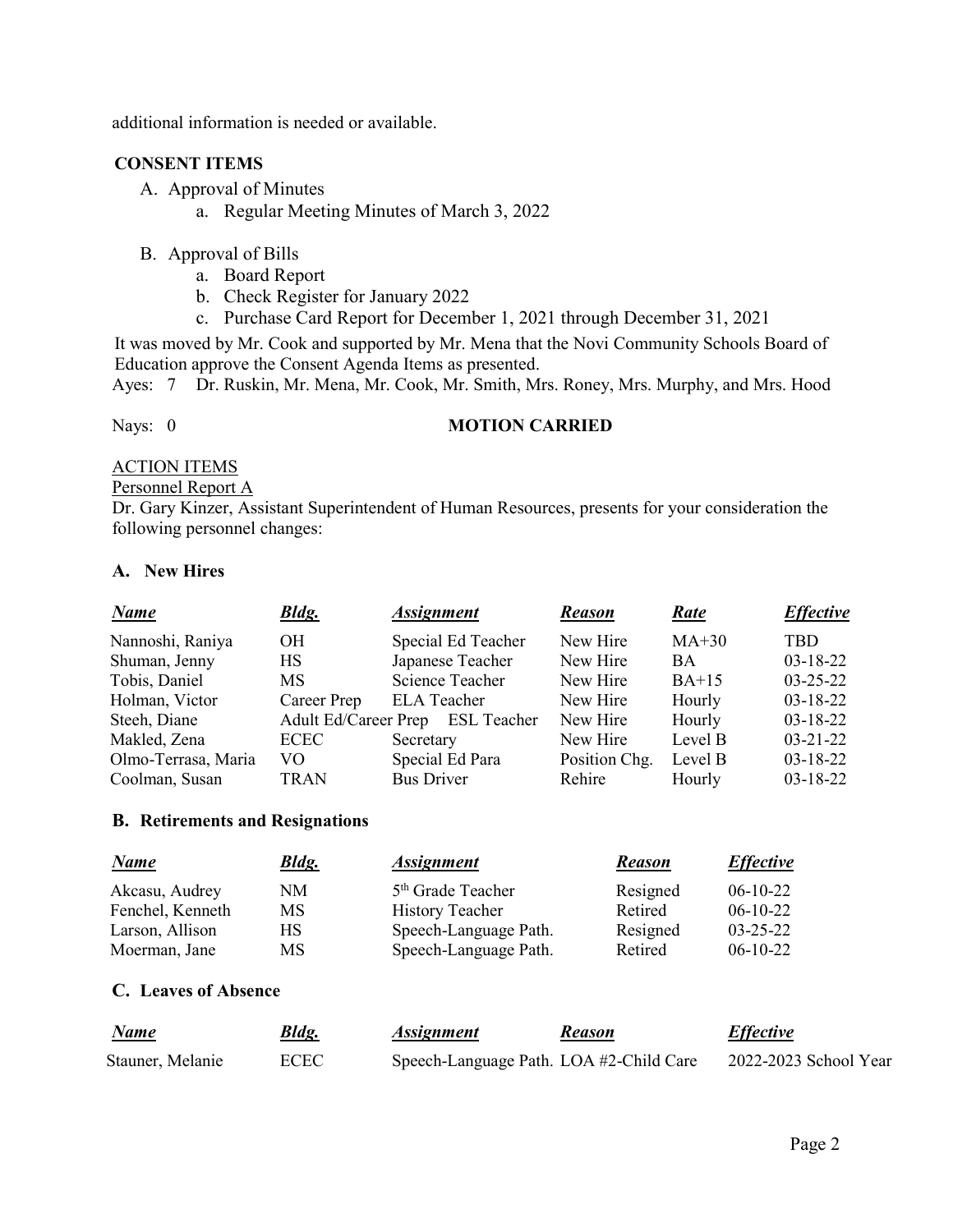additional information is needed or available.

**CONSENT ITEMS**

A. Approval of Minutes
   a. Regular Meeting Minutes of March 3, 2022

B. Approval of Bills
   a. Board Report
   b. Check Register for January 2022
   c. Purchase Card Report for December 1, 2021 through December 31, 2021

It was moved by Mr. Cook and supported by Mr. Mena that the Novi Community Schools Board of Education approve the Consent Agenda Items as presented.

Ayes: 7 Dr. Ruskin, Mr. Mena, Mr. Cook, Mr. Smith, Mrs. Roney, Mrs. Murphy, and Mrs. Hood

Nays: 0 **MOTION CARRIED**

ACTION ITEMS

Personnel Report A

Dr. Gary Kinzer, Assistant Superintendent of Human Resources, presents for your consideration the following personnel changes:

**A. New Hires**

| *Name* | *Bldg.* | *Assignment* | *Reason* | *Rate* | *Effective* |
|---|---|---|---|---|---|
| Nannoshi, Raniya | OH | Special Ed Teacher | New Hire | MA+30 | TBD |
| Shuman, Jenny | HS | Japanese Teacher | New Hire | BA | 03-18-22 |
| Tobis, Daniel | MS | Science Teacher | New Hire | BA+15 | 03-25-22 |
| Holman, Victor | Career Prep | ELA Teacher | New Hire | Hourly | 03-18-22 |
| Steeh, Diane | Adult Ed/Career Prep | ESL Teacher | New Hire | Hourly | 03-18-22 |
| Makled, Zena | ECEC | Secretary | New Hire | Level B | 03-21-22 |
| Olmo-Terrasa, Maria | VO | Special Ed Para | Position Chg. | Level B | 03-18-22 |
| Coolman, Susan | TRAN | Bus Driver | Rehire | Hourly | 03-18-22 |

**B. Retirements and Resignations**

| *Name* | *Bldg.* | *Assignment* | *Reason* | *Effective* |
|---|---|---|---|---|
| Akcasu, Audrey | NM | 5th Grade Teacher | Resigned | 06-10-22 |
| Fenchel, Kenneth | MS | History Teacher | Retired | 06-10-22 |
| Larson, Allison | HS | Speech-Language Path. | Resigned | 03-25-22 |
| Moerman, Jane | MS | Speech-Language Path. | Retired | 06-10-22 |

**C. Leaves of Absence**

| *Name* | *Bldg.* | *Assignment* | *Reason* | *Effective* |
|---|---|---|---|---|
| Stauner, Melanie | ECEC | Speech-Language Path. | LOA #2-Child Care | 2022-2023 School Year |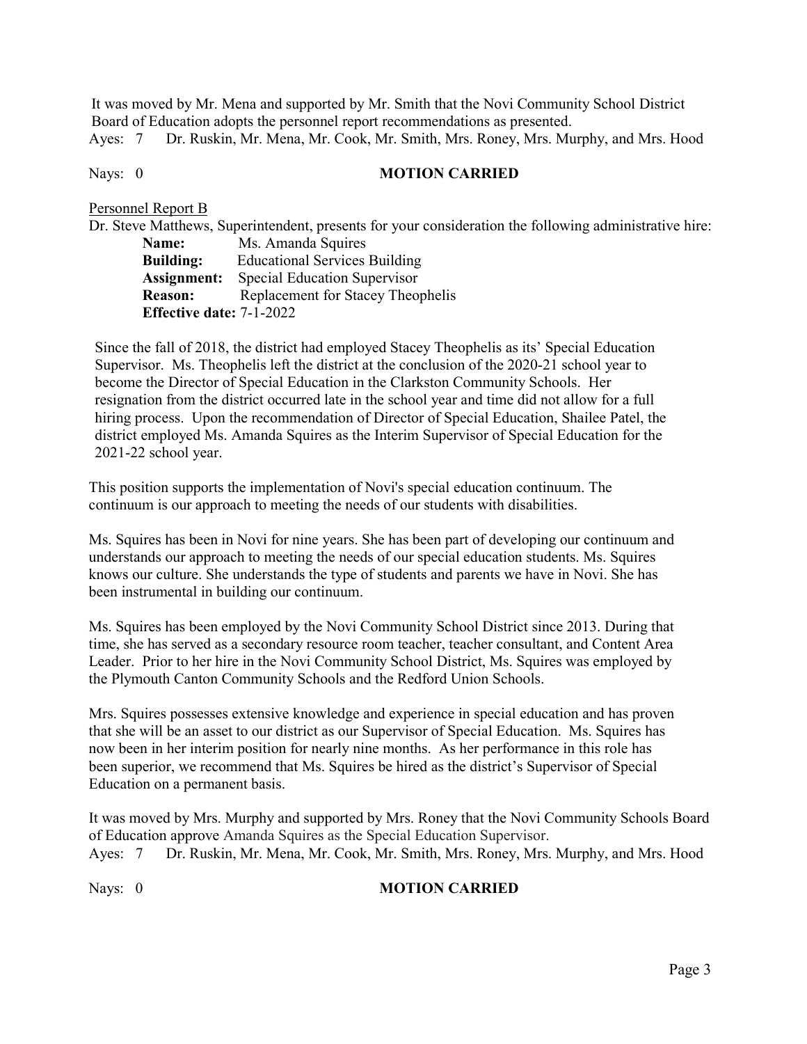It was moved by Mr. Mena and supported by Mr. Smith that the Novi Community School District Board of Education adopts the personnel report recommendations as presented.

Ayes: 7 Dr. Ruskin, Mr. Mena, Mr. Cook, Mr. Smith, Mrs. Roney, Mrs. Murphy, and Mrs. Hood

Nays: 0 **MOTION CARRIED**

Personnel Report B

Dr. Steve Matthews, Superintendent, presents for your consideration the following administrative hire:

**Name:** Ms. Amanda Squires
**Building:** Educational Services Building
**Assignment:** Special Education Supervisor
**Reason:** Replacement for Stacey Theophelis
**Effective date:** 7-1-2022

Since the fall of 2018, the district had employed Stacey Theophelis as its' Special Education Supervisor. Ms. Theophelis left the district at the conclusion of the 2020-21 school year to become the Director of Special Education in the Clarkston Community Schools. Her resignation from the district occurred late in the school year and time did not allow for a full hiring process. Upon the recommendation of Director of Special Education, Shailee Patel, the district employed Ms. Amanda Squires as the Interim Supervisor of Special Education for the 2021-22 school year.

This position supports the implementation of Novi's special education continuum. The continuum is our approach to meeting the needs of our students with disabilities.

Ms. Squires has been in Novi for nine years. She has been part of developing our continuum and understands our approach to meeting the needs of our special education students. Ms. Squires knows our culture. She understands the type of students and parents we have in Novi. She has been instrumental in building our continuum.

Ms. Squires has been employed by the Novi Community School District since 2013. During that time, she has served as a secondary resource room teacher, teacher consultant, and Content Area Leader. Prior to her hire in the Novi Community School District, Ms. Squires was employed by the Plymouth Canton Community Schools and the Redford Union Schools.

Mrs. Squires possesses extensive knowledge and experience in special education and has proven that she will be an asset to our district as our Supervisor of Special Education. Ms. Squires has now been in her interim position for nearly nine months. As her performance in this role has been superior, we recommend that Ms. Squires be hired as the district's Supervisor of Special Education on a permanent basis.

It was moved by Mrs. Murphy and supported by Mrs. Roney that the Novi Community Schools Board of Education approve Amanda Squires as the Special Education Supervisor.

Ayes: 7 Dr. Ruskin, Mr. Mena, Mr. Cook, Mr. Smith, Mrs. Roney, Mrs. Murphy, and Mrs. Hood

Nays: 0 **MOTION CARRIED**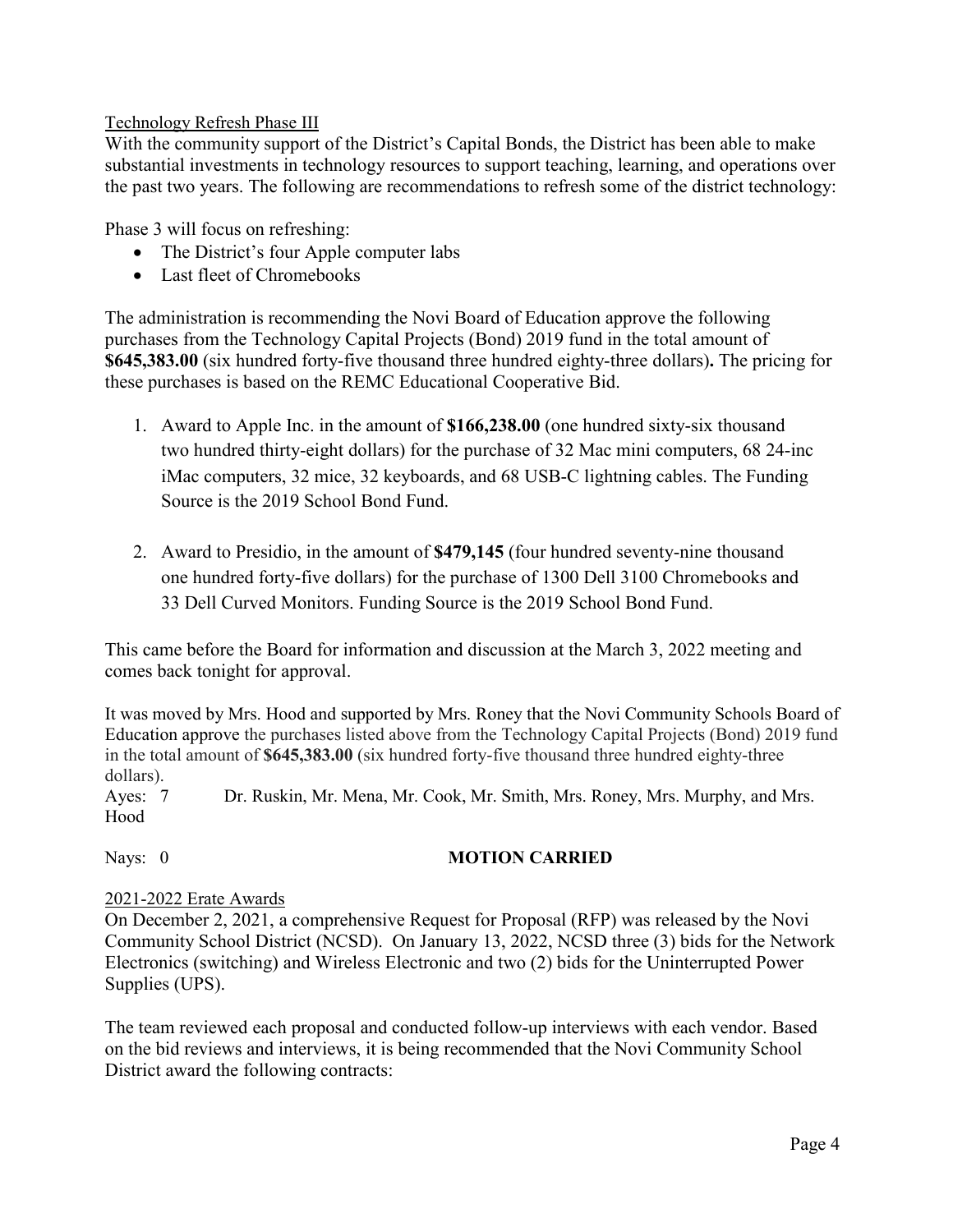Technology Refresh Phase III

With the community support of the District's Capital Bonds, the District has been able to make substantial investments in technology resources to support teaching, learning, and operations over the past two years. The following are recommendations to refresh some of the district technology:

Phase 3 will focus on refreshing:

- The District's four Apple computer labs
- Last fleet of Chromebooks

The administration is recommending the Novi Board of Education approve the following purchases from the Technology Capital Projects (Bond) 2019 fund in the total amount of **$645,383.00** (six hundred forty-five thousand three hundred eighty-three dollars**).** The pricing for these purchases is based on the REMC Educational Cooperative Bid.

1. Award to Apple Inc. in the amount of **$166,238.00** (one hundred sixty-six thousand two hundred thirty-eight dollars) for the purchase of 32 Mac mini computers, 68 24-inc iMac computers, 32 mice, 32 keyboards, and 68 USB-C lightning cables. The Funding Source is the 2019 School Bond Fund.

2. Award to Presidio, in the amount of **$479,145** (four hundred seventy-nine thousand one hundred forty-five dollars) for the purchase of 1300 Dell 3100 Chromebooks and 33 Dell Curved Monitors. Funding Source is the 2019 School Bond Fund.

This came before the Board for information and discussion at the March 3, 2022 meeting and comes back tonight for approval.

It was moved by Mrs. Hood and supported by Mrs. Roney that the Novi Community Schools Board of Education approve the purchases listed above from the Technology Capital Projects (Bond) 2019 fund in the total amount of **$645,383.00** (six hundred forty-five thousand three hundred eighty-three dollars).

Ayes: 7 Dr. Ruskin, Mr. Mena, Mr. Cook, Mr. Smith, Mrs. Roney, Mrs. Murphy, and Mrs. Hood

Nays: 0 **MOTION CARRIED**

2021-2022 Erate Awards

On December 2, 2021, a comprehensive Request for Proposal (RFP) was released by the Novi Community School District (NCSD). On January 13, 2022, NCSD three (3) bids for the Network Electronics (switching) and Wireless Electronic and two (2) bids for the Uninterrupted Power Supplies (UPS).

The team reviewed each proposal and conducted follow-up interviews with each vendor. Based on the bid reviews and interviews, it is being recommended that the Novi Community School District award the following contracts: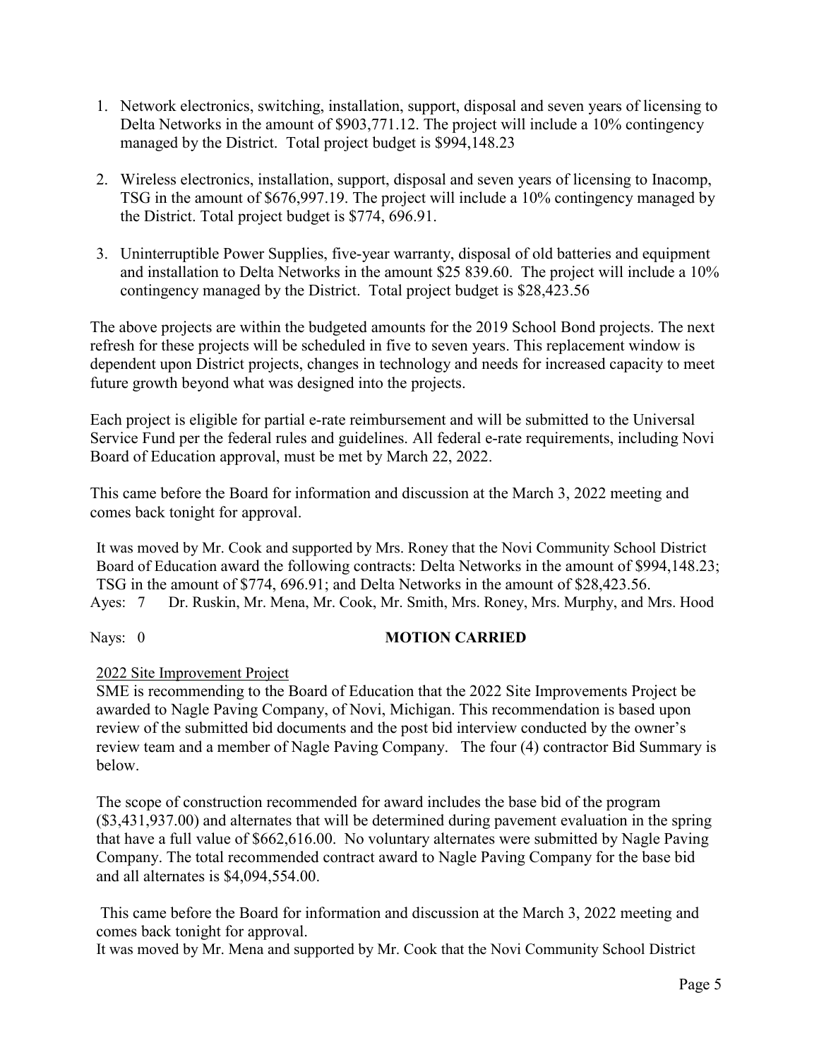1. Network electronics, switching, installation, support, disposal and seven years of licensing to Delta Networks in the amount of $903,771.12. The project will include a 10% contingency managed by the District. Total project budget is $994,148.23

2. Wireless electronics, installation, support, disposal and seven years of licensing to Inacomp, TSG in the amount of $676,997.19. The project will include a 10% contingency managed by the District. Total project budget is $774, 696.91.

3. Uninterruptible Power Supplies, five-year warranty, disposal of old batteries and equipment and installation to Delta Networks in the amount $25 839.60. The project will include a 10% contingency managed by the District. Total project budget is $28,423.56

The above projects are within the budgeted amounts for the 2019 School Bond projects. The next refresh for these projects will be scheduled in five to seven years. This replacement window is dependent upon District projects, changes in technology and needs for increased capacity to meet future growth beyond what was designed into the projects.

Each project is eligible for partial e-rate reimbursement and will be submitted to the Universal Service Fund per the federal rules and guidelines. All federal e-rate requirements, including Novi Board of Education approval, must be met by March 22, 2022.

This came before the Board for information and discussion at the March 3, 2022 meeting and comes back tonight for approval.

It was moved by Mr. Cook and supported by Mrs. Roney that the Novi Community School District Board of Education award the following contracts: Delta Networks in the amount of $994,148.23; TSG in the amount of $774, 696.91; and Delta Networks in the amount of $28,423.56.

Ayes: 7 Dr. Ruskin, Mr. Mena, Mr. Cook, Mr. Smith, Mrs. Roney, Mrs. Murphy, and Mrs. Hood

Nays: 0 **MOTION CARRIED**

2022 Site Improvement Project

SME is recommending to the Board of Education that the 2022 Site Improvements Project be awarded to Nagle Paving Company, of Novi, Michigan. This recommendation is based upon review of the submitted bid documents and the post bid interview conducted by the owner's review team and a member of Nagle Paving Company. The four (4) contractor Bid Summary is below.

The scope of construction recommended for award includes the base bid of the program ($3,431,937.00) and alternates that will be determined during pavement evaluation in the spring that have a full value of $662,616.00. No voluntary alternates were submitted by Nagle Paving Company. The total recommended contract award to Nagle Paving Company for the base bid and all alternates is $4,094,554.00.

This came before the Board for information and discussion at the March 3, 2022 meeting and comes back tonight for approval.

It was moved by Mr. Mena and supported by Mr. Cook that the Novi Community School District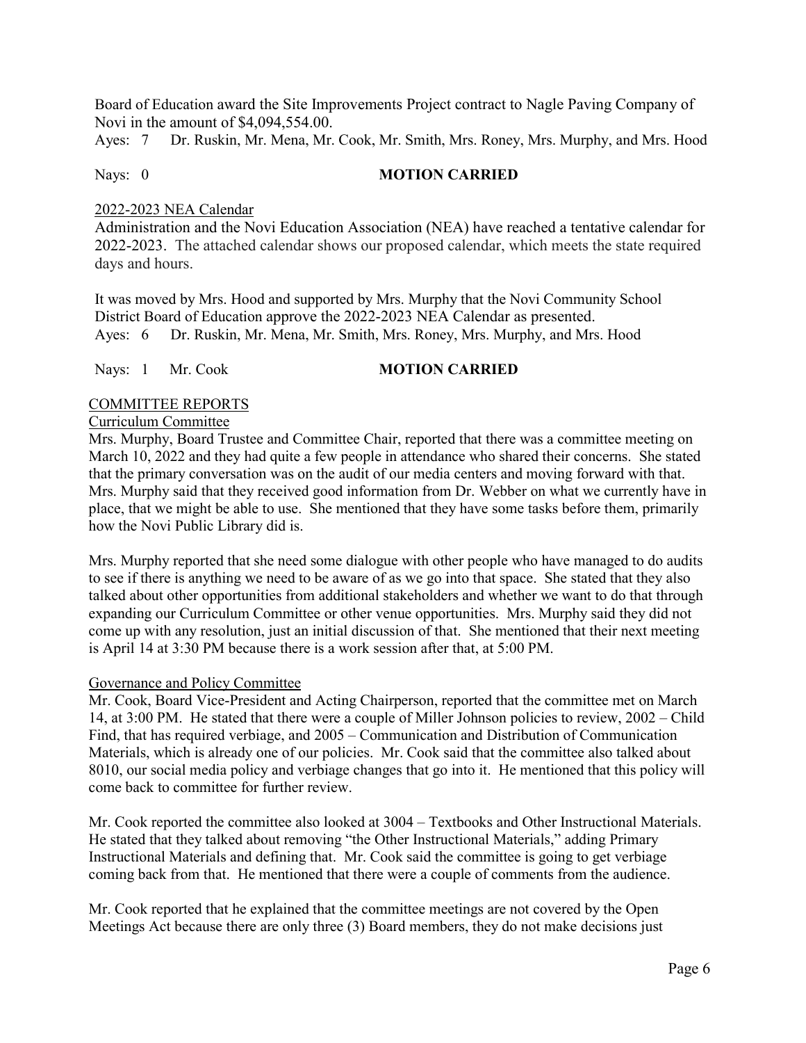Board of Education award the Site Improvements Project contract to Nagle Paving Company of Novi in the amount of $4,094,554.00.

Ayes: 7 Dr. Ruskin, Mr. Mena, Mr. Cook, Mr. Smith, Mrs. Roney, Mrs. Murphy, and Mrs. Hood

Nays: 0 **MOTION CARRIED**

2022-2023 NEA Calendar

Administration and the Novi Education Association (NEA) have reached a tentative calendar for 2022-2023. The attached calendar shows our proposed calendar, which meets the state required days and hours.

It was moved by Mrs. Hood and supported by Mrs. Murphy that the Novi Community School District Board of Education approve the 2022-2023 NEA Calendar as presented.

Ayes: 6 Dr. Ruskin, Mr. Mena, Mr. Smith, Mrs. Roney, Mrs. Murphy, and Mrs. Hood

Nays: 1 Mr. Cook **MOTION CARRIED**

COMMITTEE REPORTS

Curriculum Committee

Mrs. Murphy, Board Trustee and Committee Chair, reported that there was a committee meeting on March 10, 2022 and they had quite a few people in attendance who shared their concerns. She stated that the primary conversation was on the audit of our media centers and moving forward with that. Mrs. Murphy said that they received good information from Dr. Webber on what we currently have in place, that we might be able to use. She mentioned that they have some tasks before them, primarily how the Novi Public Library did is.

Mrs. Murphy reported that she need some dialogue with other people who have managed to do audits to see if there is anything we need to be aware of as we go into that space. She stated that they also talked about other opportunities from additional stakeholders and whether we want to do that through expanding our Curriculum Committee or other venue opportunities. Mrs. Murphy said they did not come up with any resolution, just an initial discussion of that. She mentioned that their next meeting is April 14 at 3:30 PM because there is a work session after that, at 5:00 PM.

Governance and Policy Committee

Mr. Cook, Board Vice-President and Acting Chairperson, reported that the committee met on March 14, at 3:00 PM. He stated that there were a couple of Miller Johnson policies to review, 2002 – Child Find, that has required verbiage, and 2005 – Communication and Distribution of Communication Materials, which is already one of our policies. Mr. Cook said that the committee also talked about 8010, our social media policy and verbiage changes that go into it. He mentioned that this policy will come back to committee for further review.

Mr. Cook reported the committee also looked at 3004 – Textbooks and Other Instructional Materials. He stated that they talked about removing "the Other Instructional Materials," adding Primary Instructional Materials and defining that. Mr. Cook said the committee is going to get verbiage coming back from that. He mentioned that there were a couple of comments from the audience.

Mr. Cook reported that he explained that the committee meetings are not covered by the Open Meetings Act because there are only three (3) Board members, they do not make decisions just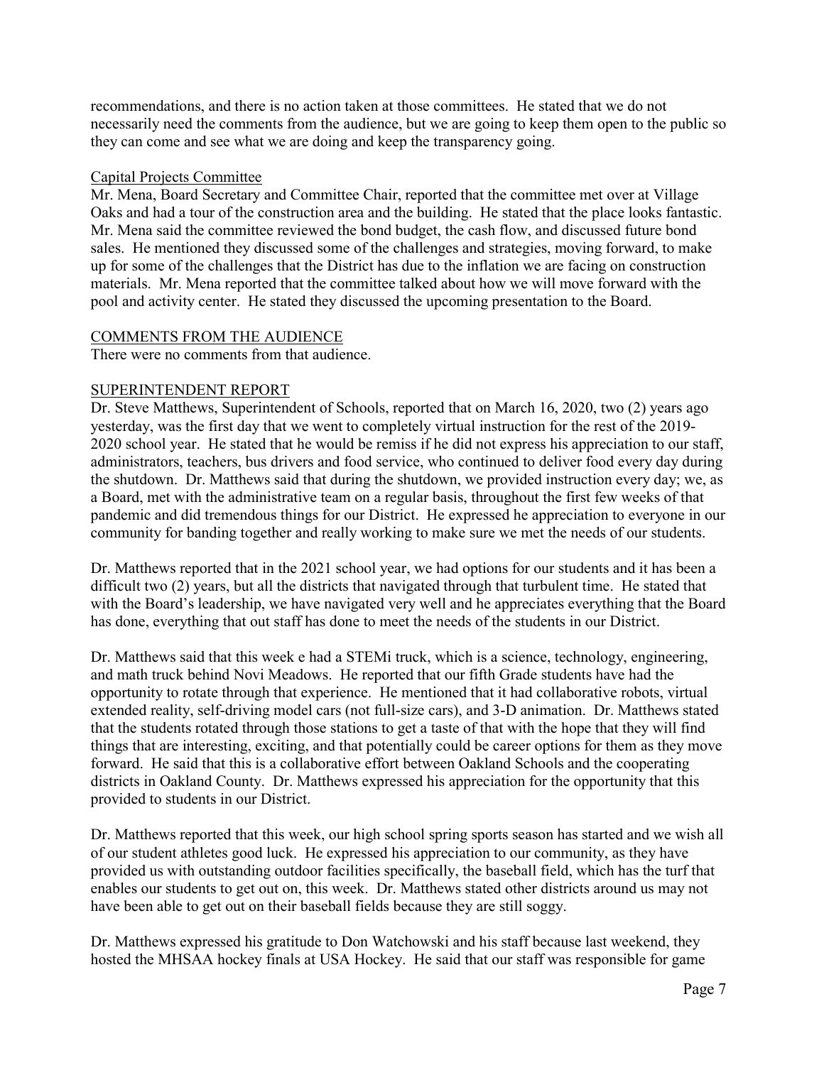recommendations, and there is no action taken at those committees. He stated that we do not necessarily need the comments from the audience, but we are going to keep them open to the public so they can come and see what we are doing and keep the transparency going.

Capital Projects Committee

Mr. Mena, Board Secretary and Committee Chair, reported that the committee met over at Village Oaks and had a tour of the construction area and the building. He stated that the place looks fantastic. Mr. Mena said the committee reviewed the bond budget, the cash flow, and discussed future bond sales. He mentioned they discussed some of the challenges and strategies, moving forward, to make up for some of the challenges that the District has due to the inflation we are facing on construction materials. Mr. Mena reported that the committee talked about how we will move forward with the pool and activity center. He stated they discussed the upcoming presentation to the Board.

COMMENTS FROM THE AUDIENCE

There were no comments from that audience.

SUPERINTENDENT REPORT

Dr. Steve Matthews, Superintendent of Schools, reported that on March 16, 2020, two (2) years ago yesterday, was the first day that we went to completely virtual instruction for the rest of the 2019-2020 school year. He stated that he would be remiss if he did not express his appreciation to our staff, administrators, teachers, bus drivers and food service, who continued to deliver food every day during the shutdown. Dr. Matthews said that during the shutdown, we provided instruction every day; we, as a Board, met with the administrative team on a regular basis, throughout the first few weeks of that pandemic and did tremendous things for our District. He expressed he appreciation to everyone in our community for banding together and really working to make sure we met the needs of our students.

Dr. Matthews reported that in the 2021 school year, we had options for our students and it has been a difficult two (2) years, but all the districts that navigated through that turbulent time. He stated that with the Board's leadership, we have navigated very well and he appreciates everything that the Board has done, everything that out staff has done to meet the needs of the students in our District.

Dr. Matthews said that this week e had a STEMi truck, which is a science, technology, engineering, and math truck behind Novi Meadows. He reported that our fifth Grade students have had the opportunity to rotate through that experience. He mentioned that it had collaborative robots, virtual extended reality, self-driving model cars (not full-size cars), and 3-D animation. Dr. Matthews stated that the students rotated through those stations to get a taste of that with the hope that they will find things that are interesting, exciting, and that potentially could be career options for them as they move forward. He said that this is a collaborative effort between Oakland Schools and the cooperating districts in Oakland County. Dr. Matthews expressed his appreciation for the opportunity that this provided to students in our District.

Dr. Matthews reported that this week, our high school spring sports season has started and we wish all of our student athletes good luck. He expressed his appreciation to our community, as they have provided us with outstanding outdoor facilities specifically, the baseball field, which has the turf that enables our students to get out on, this week. Dr. Matthews stated other districts around us may not have been able to get out on their baseball fields because they are still soggy.

Dr. Matthews expressed his gratitude to Don Watchowski and his staff because last weekend, they hosted the MHSAA hockey finals at USA Hockey. He said that our staff was responsible for game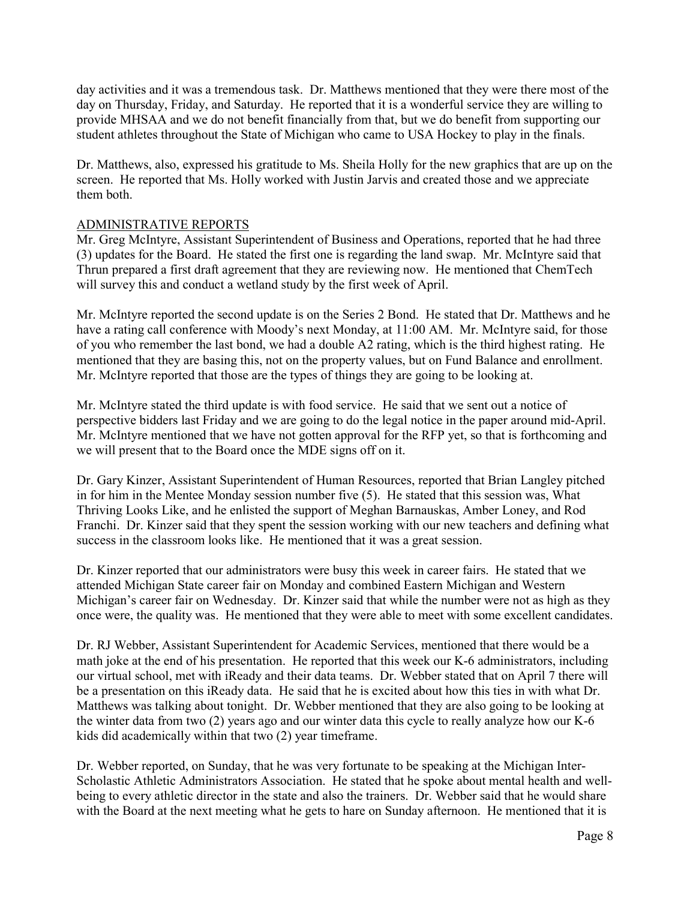day activities and it was a tremendous task. Dr. Matthews mentioned that they were there most of the day on Thursday, Friday, and Saturday. He reported that it is a wonderful service they are willing to provide MHSAA and we do not benefit financially from that, but we do benefit from supporting our student athletes throughout the State of Michigan who came to USA Hockey to play in the finals.

Dr. Matthews, also, expressed his gratitude to Ms. Sheila Holly for the new graphics that are up on the screen. He reported that Ms. Holly worked with Justin Jarvis and created those and we appreciate them both.

## ADMINISTRATIVE REPORTS

Mr. Greg McIntyre, Assistant Superintendent of Business and Operations, reported that he had three (3) updates for the Board. He stated the first one is regarding the land swap. Mr. McIntyre said that Thrun prepared a first draft agreement that they are reviewing now. He mentioned that ChemTech will survey this and conduct a wetland study by the first week of April.

Mr. McIntyre reported the second update is on the Series 2 Bond. He stated that Dr. Matthews and he have a rating call conference with Moody's next Monday, at 11:00 AM. Mr. McIntyre said, for those of you who remember the last bond, we had a double A2 rating, which is the third highest rating. He mentioned that they are basing this, not on the property values, but on Fund Balance and enrollment. Mr. McIntyre reported that those are the types of things they are going to be looking at.

Mr. McIntyre stated the third update is with food service. He said that we sent out a notice of perspective bidders last Friday and we are going to do the legal notice in the paper around mid-April. Mr. McIntyre mentioned that we have not gotten approval for the RFP yet, so that is forthcoming and we will present that to the Board once the MDE signs off on it.

Dr. Gary Kinzer, Assistant Superintendent of Human Resources, reported that Brian Langley pitched in for him in the Mentee Monday session number five (5). He stated that this session was, What Thriving Looks Like, and he enlisted the support of Meghan Barnauskas, Amber Loney, and Rod Franchi. Dr. Kinzer said that they spent the session working with our new teachers and defining what success in the classroom looks like. He mentioned that it was a great session.

Dr. Kinzer reported that our administrators were busy this week in career fairs. He stated that we attended Michigan State career fair on Monday and combined Eastern Michigan and Western Michigan's career fair on Wednesday. Dr. Kinzer said that while the number were not as high as they once were, the quality was. He mentioned that they were able to meet with some excellent candidates.

Dr. RJ Webber, Assistant Superintendent for Academic Services, mentioned that there would be a math joke at the end of his presentation. He reported that this week our K-6 administrators, including our virtual school, met with iReady and their data teams. Dr. Webber stated that on April 7 there will be a presentation on this iReady data. He said that he is excited about how this ties in with what Dr. Matthews was talking about tonight. Dr. Webber mentioned that they are also going to be looking at the winter data from two (2) years ago and our winter data this cycle to really analyze how our K-6 kids did academically within that two (2) year timeframe.

Dr. Webber reported, on Sunday, that he was very fortunate to be speaking at the Michigan Inter-Scholastic Athletic Administrators Association. He stated that he spoke about mental health and well-being to every athletic director in the state and also the trainers. Dr. Webber said that he would share with the Board at the next meeting what he gets to hare on Sunday afternoon. He mentioned that it is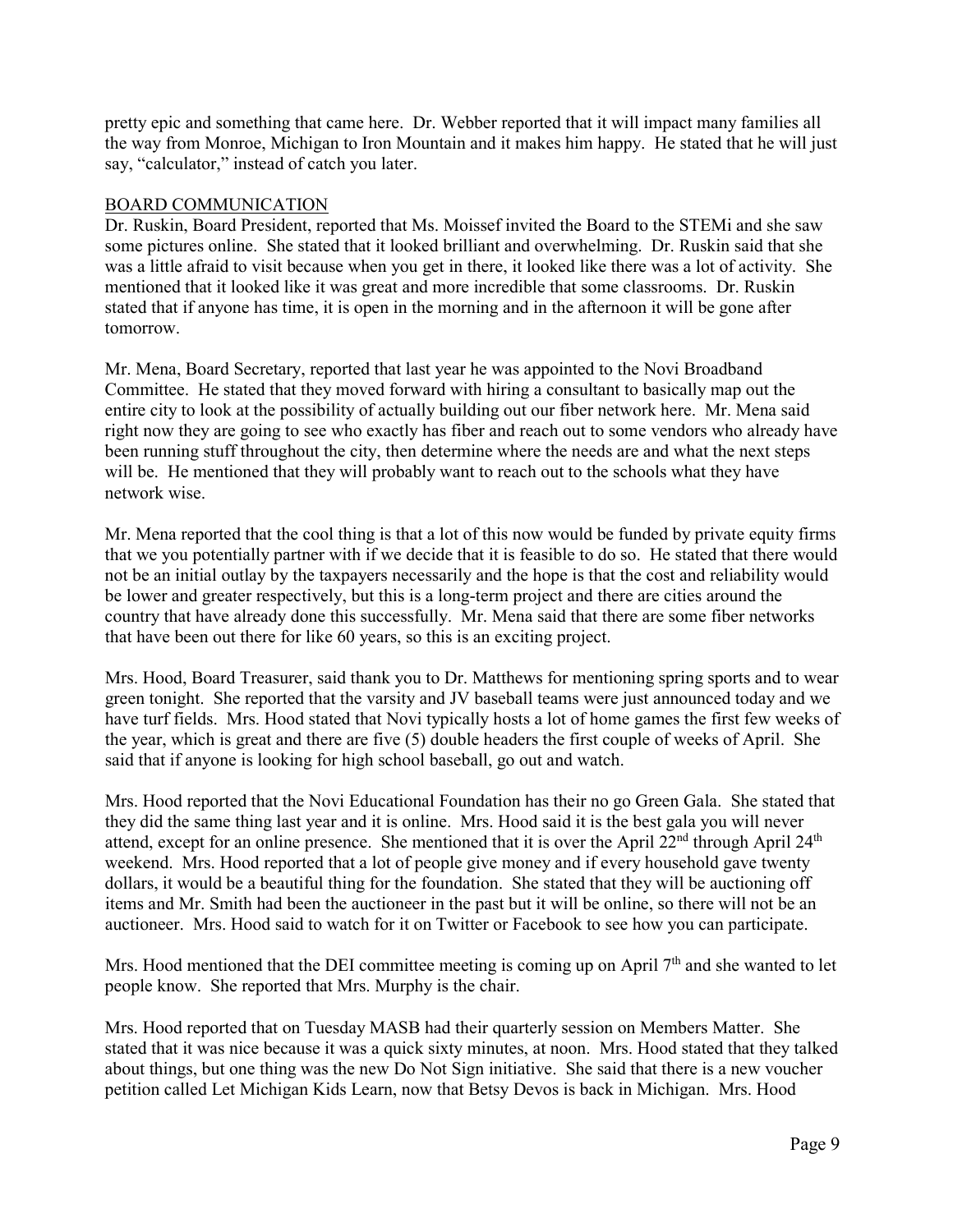pretty epic and something that came here. Dr. Webber reported that it will impact many families all the way from Monroe, Michigan to Iron Mountain and it makes him happy. He stated that he will just say, "calculator," instead of catch you later.

<u>BOARD COMMUNICATION</u>

Dr. Ruskin, Board President, reported that Ms. Moissef invited the Board to the STEMi and she saw some pictures online. She stated that it looked brilliant and overwhelming. Dr. Ruskin said that she was a little afraid to visit because when you get in there, it looked like there was a lot of activity. She mentioned that it looked like it was great and more incredible that some classrooms. Dr. Ruskin stated that if anyone has time, it is open in the morning and in the afternoon it will be gone after tomorrow.

Mr. Mena, Board Secretary, reported that last year he was appointed to the Novi Broadband Committee. He stated that they moved forward with hiring a consultant to basically map out the entire city to look at the possibility of actually building out our fiber network here. Mr. Mena said right now they are going to see who exactly has fiber and reach out to some vendors who already have been running stuff throughout the city, then determine where the needs are and what the next steps will be. He mentioned that they will probably want to reach out to the schools what they have network wise.

Mr. Mena reported that the cool thing is that a lot of this now would be funded by private equity firms that we you potentially partner with if we decide that it is feasible to do so. He stated that there would not be an initial outlay by the taxpayers necessarily and the hope is that the cost and reliability would be lower and greater respectively, but this is a long-term project and there are cities around the country that have already done this successfully. Mr. Mena said that there are some fiber networks that have been out there for like 60 years, so this is an exciting project.

Mrs. Hood, Board Treasurer, said thank you to Dr. Matthews for mentioning spring sports and to wear green tonight. She reported that the varsity and JV baseball teams were just announced today and we have turf fields. Mrs. Hood stated that Novi typically hosts a lot of home games the first few weeks of the year, which is great and there are five (5) double headers the first couple of weeks of April. She said that if anyone is looking for high school baseball, go out and watch.

Mrs. Hood reported that the Novi Educational Foundation has their no go Green Gala. She stated that they did the same thing last year and it is online. Mrs. Hood said it is the best gala you will never attend, except for an online presence. She mentioned that it is over the April 22nd through April 24th weekend. Mrs. Hood reported that a lot of people give money and if every household gave twenty dollars, it would be a beautiful thing for the foundation. She stated that they will be auctioning off items and Mr. Smith had been the auctioneer in the past but it will be online, so there will not be an auctioneer. Mrs. Hood said to watch for it on Twitter or Facebook to see how you can participate.

Mrs. Hood mentioned that the DEI committee meeting is coming up on April 7th and she wanted to let people know. She reported that Mrs. Murphy is the chair.

Mrs. Hood reported that on Tuesday MASB had their quarterly session on Members Matter. She stated that it was nice because it was a quick sixty minutes, at noon. Mrs. Hood stated that they talked about things, but one thing was the new Do Not Sign initiative. She said that there is a new voucher petition called Let Michigan Kids Learn, now that Betsy Devos is back in Michigan. Mrs. Hood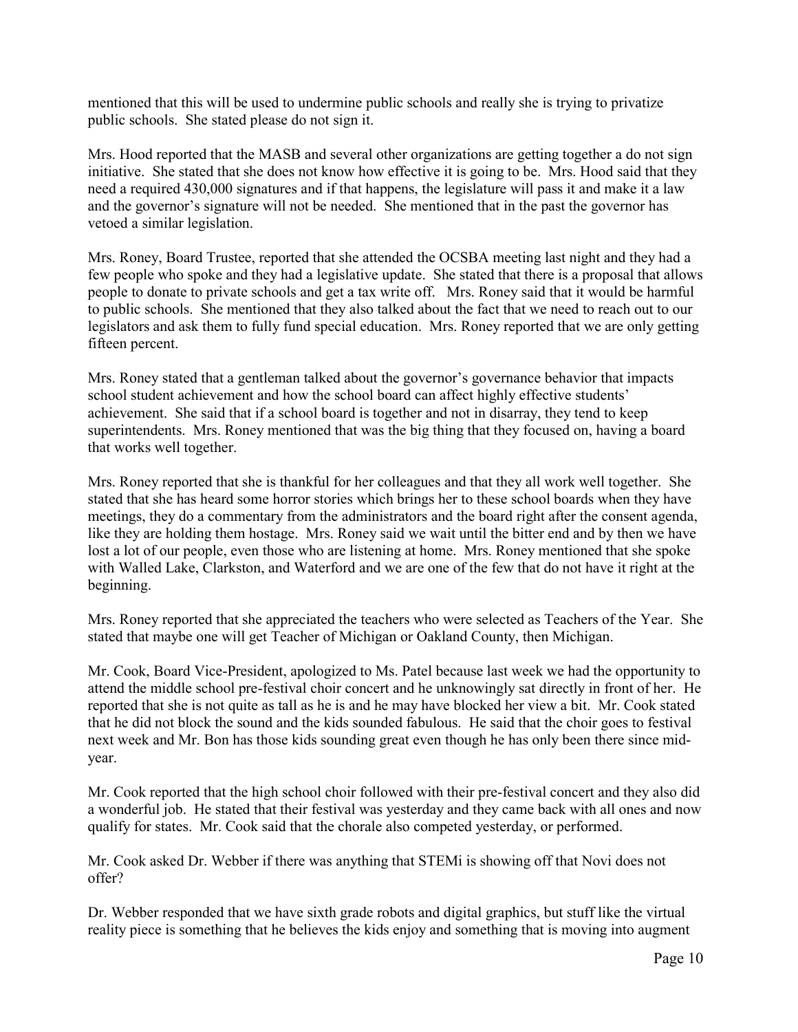mentioned that this will be used to undermine public schools and really she is trying to privatize public schools. She stated please do not sign it.

Mrs. Hood reported that the MASB and several other organizations are getting together a do not sign initiative. She stated that she does not know how effective it is going to be. Mrs. Hood said that they need a required 430,000 signatures and if that happens, the legislature will pass it and make it a law and the governor's signature will not be needed. She mentioned that in the past the governor has vetoed a similar legislation.

Mrs. Roney, Board Trustee, reported that she attended the OCSBA meeting last night and they had a few people who spoke and they had a legislative update. She stated that there is a proposal that allows people to donate to private schools and get a tax write off. Mrs. Roney said that it would be harmful to public schools. She mentioned that they also talked about the fact that we need to reach out to our legislators and ask them to fully fund special education. Mrs. Roney reported that we are only getting fifteen percent.

Mrs. Roney stated that a gentleman talked about the governor's governance behavior that impacts school student achievement and how the school board can affect highly effective students' achievement. She said that if a school board is together and not in disarray, they tend to keep superintendents. Mrs. Roney mentioned that was the big thing that they focused on, having a board that works well together.

Mrs. Roney reported that she is thankful for her colleagues and that they all work well together. She stated that she has heard some horror stories which brings her to these school boards when they have meetings, they do a commentary from the administrators and the board right after the consent agenda, like they are holding them hostage. Mrs. Roney said we wait until the bitter end and by then we have lost a lot of our people, even those who are listening at home. Mrs. Roney mentioned that she spoke with Walled Lake, Clarkston, and Waterford and we are one of the few that do not have it right at the beginning.

Mrs. Roney reported that she appreciated the teachers who were selected as Teachers of the Year. She stated that maybe one will get Teacher of Michigan or Oakland County, then Michigan.

Mr. Cook, Board Vice-President, apologized to Ms. Patel because last week we had the opportunity to attend the middle school pre-festival choir concert and he unknowingly sat directly in front of her. He reported that she is not quite as tall as he is and he may have blocked her view a bit. Mr. Cook stated that he did not block the sound and the kids sounded fabulous. He said that the choir goes to festival next week and Mr. Bon has those kids sounding great even though he has only been there since mid-year.

Mr. Cook reported that the high school choir followed with their pre-festival concert and they also did a wonderful job. He stated that their festival was yesterday and they came back with all ones and now qualify for states. Mr. Cook said that the chorale also competed yesterday, or performed.

Mr. Cook asked Dr. Webber if there was anything that STEMi is showing off that Novi does not offer?

Dr. Webber responded that we have sixth grade robots and digital graphics, but stuff like the virtual reality piece is something that he believes the kids enjoy and something that is moving into augment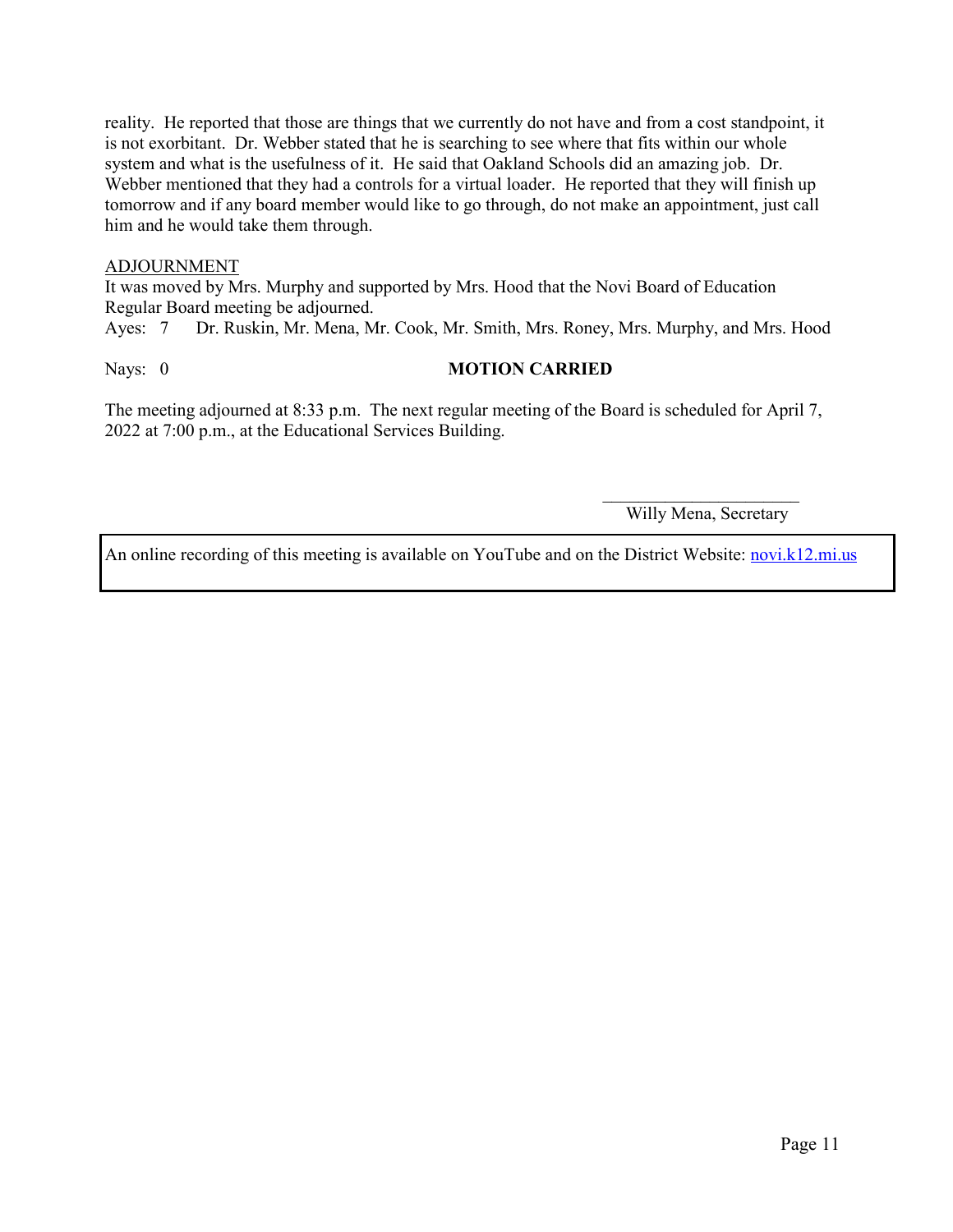reality. He reported that those are things that we currently do not have and from a cost standpoint, it is not exorbitant. Dr. Webber stated that he is searching to see where that fits within our whole system and what is the usefulness of it. He said that Oakland Schools did an amazing job. Dr. Webber mentioned that they had a controls for a virtual loader. He reported that they will finish up tomorrow and if any board member would like to go through, do not make an appointment, just call him and he would take them through.

<u>ADJOURNMENT</u>

It was moved by Mrs. Murphy and supported by Mrs. Hood that the Novi Board of Education Regular Board meeting be adjourned.

Ayes: 7 Dr. Ruskin, Mr. Mena, Mr. Cook, Mr. Smith, Mrs. Roney, Mrs. Murphy, and Mrs. Hood

Nays: 0 **MOTION CARRIED**

The meeting adjourned at 8:33 p.m. The next regular meeting of the Board is scheduled for April 7, 2022 at 7:00 p.m., at the Educational Services Building.

______________________

Willy Mena, Secretary

An online recording of this meeting is available on YouTube and on the District Website: [novi.k12.mi.us](novi.k12.mi.us)